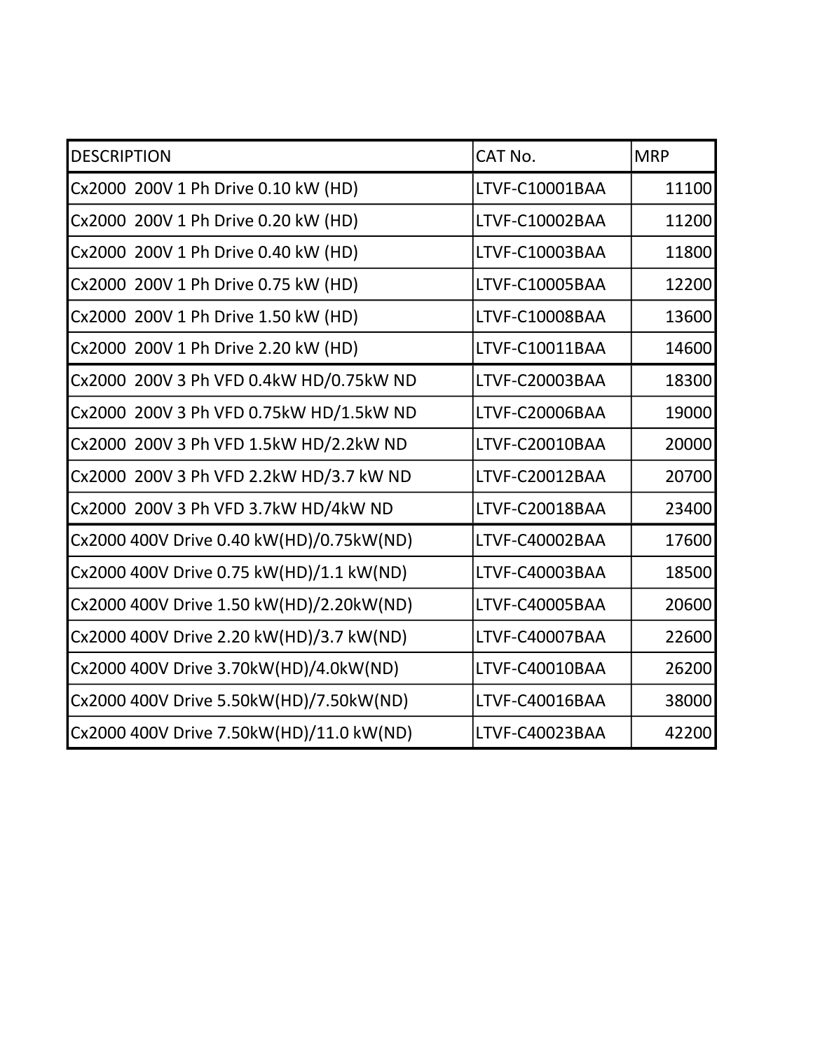| DESCRIPTION | CAT No. | MRP |
| --- | --- | --- |
| Cx2000  200V 1 Ph Drive 0.10 kW (HD) | LTVF-C10001BAA | 11100 |
| Cx2000  200V 1 Ph Drive 0.20 kW (HD) | LTVF-C10002BAA | 11200 |
| Cx2000  200V 1 Ph Drive 0.40 kW (HD) | LTVF-C10003BAA | 11800 |
| Cx2000  200V 1 Ph Drive 0.75 kW (HD) | LTVF-C10005BAA | 12200 |
| Cx2000  200V 1 Ph Drive 1.50 kW (HD) | LTVF-C10008BAA | 13600 |
| Cx2000  200V 1 Ph Drive 2.20 kW (HD) | LTVF-C10011BAA | 14600 |
| Cx2000  200V 3 Ph VFD 0.4kW HD/0.75kW ND | LTVF-C20003BAA | 18300 |
| Cx2000  200V 3 Ph VFD 0.75kW HD/1.5kW ND | LTVF-C20006BAA | 19000 |
| Cx2000  200V 3 Ph VFD 1.5kW HD/2.2kW ND | LTVF-C20010BAA | 20000 |
| Cx2000  200V 3 Ph VFD 2.2kW HD/3.7 kW ND | LTVF-C20012BAA | 20700 |
| Cx2000  200V 3 Ph VFD 3.7kW HD/4kW ND | LTVF-C20018BAA | 23400 |
| Cx2000 400V Drive 0.40 kW(HD)/0.75kW(ND) | LTVF-C40002BAA | 17600 |
| Cx2000 400V Drive 0.75 kW(HD)/1.1 kW(ND) | LTVF-C40003BAA | 18500 |
| Cx2000 400V Drive 1.50 kW(HD)/2.20kW(ND) | LTVF-C40005BAA | 20600 |
| Cx2000 400V Drive 2.20 kW(HD)/3.7 kW(ND) | LTVF-C40007BAA | 22600 |
| Cx2000 400V Drive 3.70kW(HD)/4.0kW(ND) | LTVF-C40010BAA | 26200 |
| Cx2000 400V Drive 5.50kW(HD)/7.50kW(ND) | LTVF-C40016BAA | 38000 |
| Cx2000 400V Drive 7.50kW(HD)/11.0 kW(ND) | LTVF-C40023BAA | 42200 |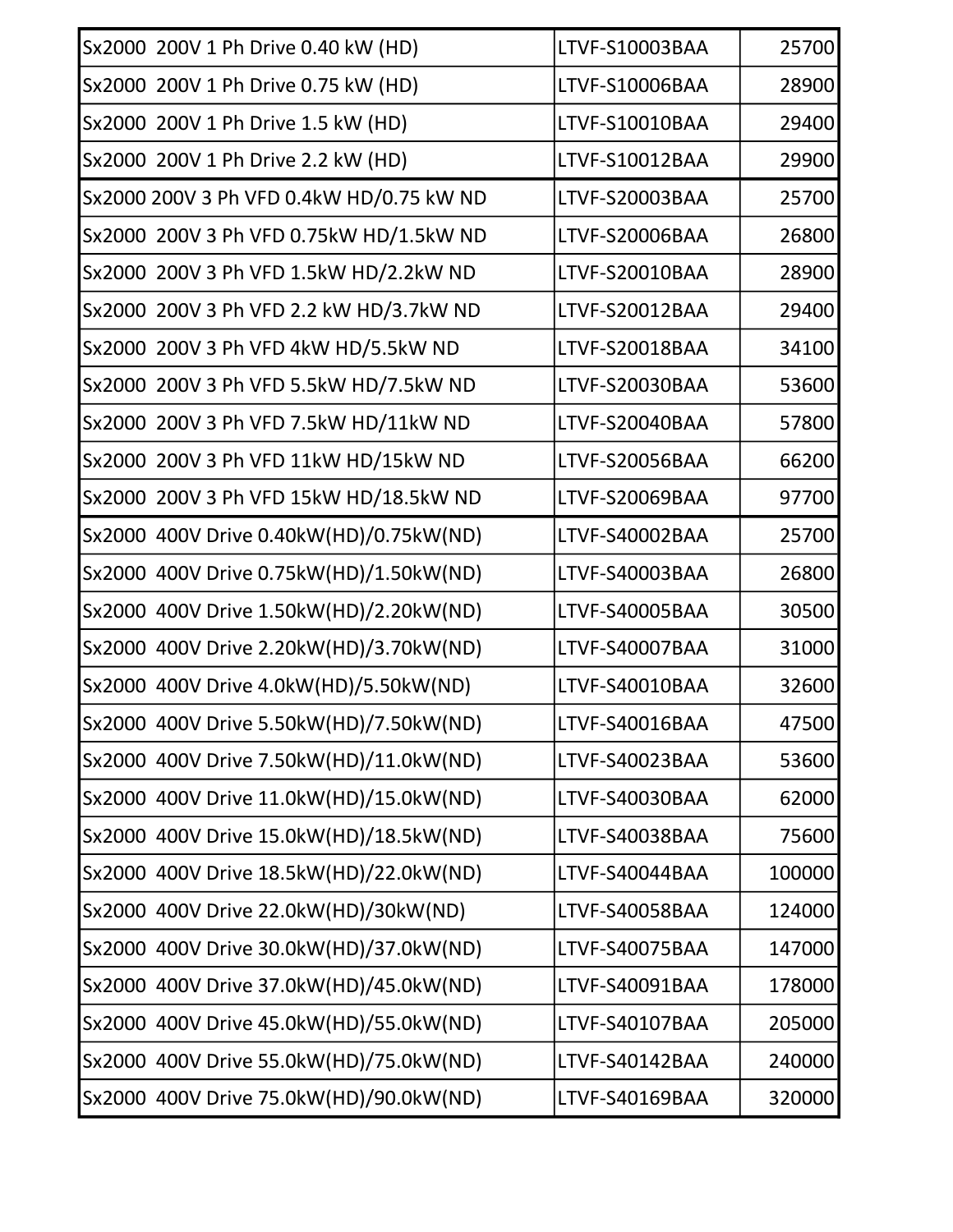| Sx2000 200V 1 Ph Drive 0.40 kW (HD) | LTVF-S10003BAA | 25700 |
|---|---|---|
| Sx2000 200V 1 Ph Drive 0.75 kW (HD) | LTVF-S10006BAA | 28900 |
| Sx2000 200V 1 Ph Drive 1.5 kW (HD) | LTVF-S10010BAA | 29400 |
| Sx2000 200V 1 Ph Drive 2.2 kW (HD) | LTVF-S10012BAA | 29900 |
| Sx2000 200V 3 Ph VFD 0.4kW HD/0.75 kW ND | LTVF-S20003BAA | 25700 |
| Sx2000 200V 3 Ph VFD 0.75kW HD/1.5kW ND | LTVF-S20006BAA | 26800 |
| Sx2000 200V 3 Ph VFD 1.5kW HD/2.2kW ND | LTVF-S20010BAA | 28900 |
| Sx2000 200V 3 Ph VFD 2.2 kW HD/3.7kW ND | LTVF-S20012BAA | 29400 |
| Sx2000 200V 3 Ph VFD 4kW HD/5.5kW ND | LTVF-S20018BAA | 34100 |
| Sx2000 200V 3 Ph VFD 5.5kW HD/7.5kW ND | LTVF-S20030BAA | 53600 |
| Sx2000 200V 3 Ph VFD 7.5kW HD/11kW ND | LTVF-S20040BAA | 57800 |
| Sx2000 200V 3 Ph VFD 11kW HD/15kW ND | LTVF-S20056BAA | 66200 |
| Sx2000 200V 3 Ph VFD 15kW HD/18.5kW ND | LTVF-S20069BAA | 97700 |
| Sx2000 400V Drive 0.40kW(HD)/0.75kW(ND) | LTVF-S40002BAA | 25700 |
| Sx2000 400V Drive 0.75kW(HD)/1.50kW(ND) | LTVF-S40003BAA | 26800 |
| Sx2000 400V Drive 1.50kW(HD)/2.20kW(ND) | LTVF-S40005BAA | 30500 |
| Sx2000 400V Drive 2.20kW(HD)/3.70kW(ND) | LTVF-S40007BAA | 31000 |
| Sx2000 400V Drive 4.0kW(HD)/5.50kW(ND) | LTVF-S40010BAA | 32600 |
| Sx2000 400V Drive 5.50kW(HD)/7.50kW(ND) | LTVF-S40016BAA | 47500 |
| Sx2000 400V Drive 7.50kW(HD)/11.0kW(ND) | LTVF-S40023BAA | 53600 |
| Sx2000 400V Drive 11.0kW(HD)/15.0kW(ND) | LTVF-S40030BAA | 62000 |
| Sx2000 400V Drive 15.0kW(HD)/18.5kW(ND) | LTVF-S40038BAA | 75600 |
| Sx2000 400V Drive 18.5kW(HD)/22.0kW(ND) | LTVF-S40044BAA | 100000 |
| Sx2000 400V Drive 22.0kW(HD)/30kW(ND) | LTVF-S40058BAA | 124000 |
| Sx2000 400V Drive 30.0kW(HD)/37.0kW(ND) | LTVF-S40075BAA | 147000 |
| Sx2000 400V Drive 37.0kW(HD)/45.0kW(ND) | LTVF-S40091BAA | 178000 |
| Sx2000 400V Drive 45.0kW(HD)/55.0kW(ND) | LTVF-S40107BAA | 205000 |
| Sx2000 400V Drive 55.0kW(HD)/75.0kW(ND) | LTVF-S40142BAA | 240000 |
| Sx2000 400V Drive 75.0kW(HD)/90.0kW(ND) | LTVF-S40169BAA | 320000 |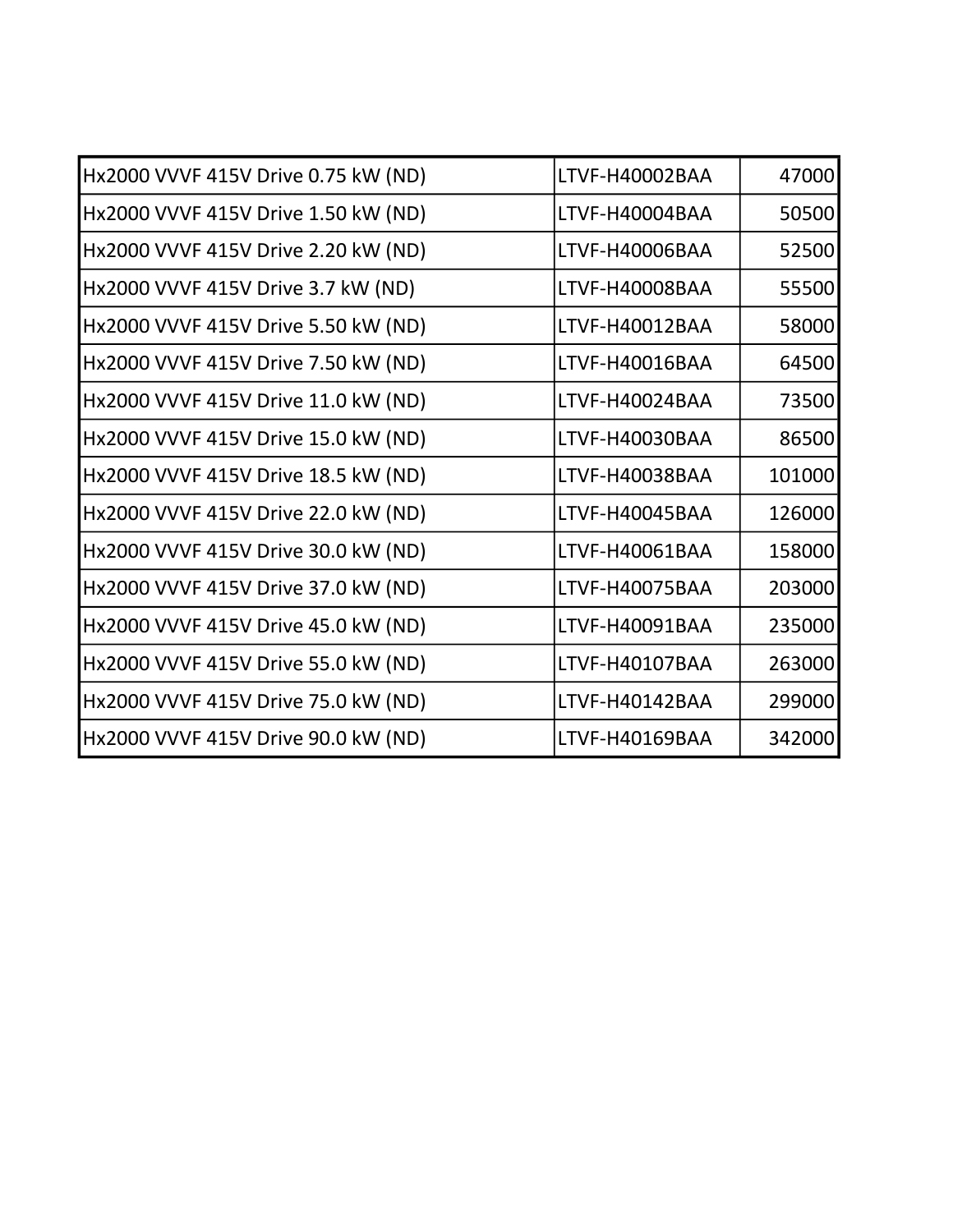| | | |
|---|---|---|
| Hx2000 VVVF 415V Drive 0.75 kW (ND) | LTVF-H40002BAA | 47000 |
| Hx2000 VVVF 415V Drive 1.50 kW (ND) | LTVF-H40004BAA | 50500 |
| Hx2000 VVVF 415V Drive 2.20 kW (ND) | LTVF-H40006BAA | 52500 |
| Hx2000 VVVF 415V Drive 3.7 kW (ND) | LTVF-H40008BAA | 55500 |
| Hx2000 VVVF 415V Drive 5.50 kW (ND) | LTVF-H40012BAA | 58000 |
| Hx2000 VVVF 415V Drive 7.50 kW (ND) | LTVF-H40016BAA | 64500 |
| Hx2000 VVVF 415V Drive 11.0 kW (ND) | LTVF-H40024BAA | 73500 |
| Hx2000 VVVF 415V Drive 15.0 kW (ND) | LTVF-H40030BAA | 86500 |
| Hx2000 VVVF 415V Drive 18.5 kW (ND) | LTVF-H40038BAA | 101000 |
| Hx2000 VVVF 415V Drive 22.0 kW (ND) | LTVF-H40045BAA | 126000 |
| Hx2000 VVVF 415V Drive 30.0 kW (ND) | LTVF-H40061BAA | 158000 |
| Hx2000 VVVF 415V Drive 37.0 kW (ND) | LTVF-H40075BAA | 203000 |
| Hx2000 VVVF 415V Drive 45.0 kW (ND) | LTVF-H40091BAA | 235000 |
| Hx2000 VVVF 415V Drive 55.0 kW (ND) | LTVF-H40107BAA | 263000 |
| Hx2000 VVVF 415V Drive 75.0 kW (ND) | LTVF-H40142BAA | 299000 |
| Hx2000 VVVF 415V Drive 90.0 kW (ND) | LTVF-H40169BAA | 342000 |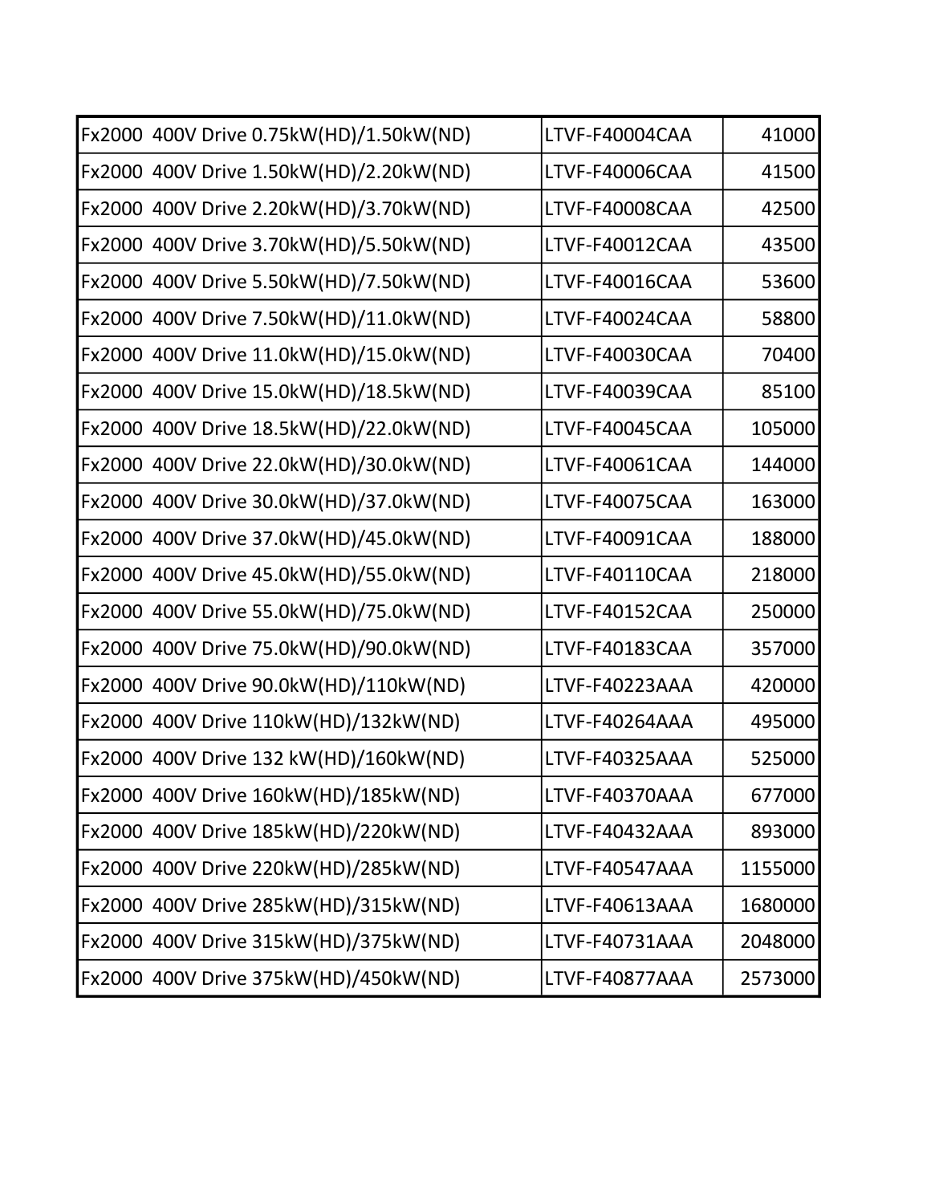| | | |
|---|---|---|
| Fx2000  400V Drive 0.75kW(HD)/1.50kW(ND) | LTVF-F40004CAA | 41000 |
| Fx2000  400V Drive 1.50kW(HD)/2.20kW(ND) | LTVF-F40006CAA | 41500 |
| Fx2000  400V Drive 2.20kW(HD)/3.70kW(ND) | LTVF-F40008CAA | 42500 |
| Fx2000  400V Drive 3.70kW(HD)/5.50kW(ND) | LTVF-F40012CAA | 43500 |
| Fx2000  400V Drive 5.50kW(HD)/7.50kW(ND) | LTVF-F40016CAA | 53600 |
| Fx2000  400V Drive 7.50kW(HD)/11.0kW(ND) | LTVF-F40024CAA | 58800 |
| Fx2000  400V Drive 11.0kW(HD)/15.0kW(ND) | LTVF-F40030CAA | 70400 |
| Fx2000  400V Drive 15.0kW(HD)/18.5kW(ND) | LTVF-F40039CAA | 85100 |
| Fx2000  400V Drive 18.5kW(HD)/22.0kW(ND) | LTVF-F40045CAA | 105000 |
| Fx2000  400V Drive 22.0kW(HD)/30.0kW(ND) | LTVF-F40061CAA | 144000 |
| Fx2000  400V Drive 30.0kW(HD)/37.0kW(ND) | LTVF-F40075CAA | 163000 |
| Fx2000  400V Drive 37.0kW(HD)/45.0kW(ND) | LTVF-F40091CAA | 188000 |
| Fx2000  400V Drive 45.0kW(HD)/55.0kW(ND) | LTVF-F40110CAA | 218000 |
| Fx2000  400V Drive 55.0kW(HD)/75.0kW(ND) | LTVF-F40152CAA | 250000 |
| Fx2000  400V Drive 75.0kW(HD)/90.0kW(ND) | LTVF-F40183CAA | 357000 |
| Fx2000  400V Drive 90.0kW(HD)/110kW(ND) | LTVF-F40223AAA | 420000 |
| Fx2000  400V Drive 110kW(HD)/132kW(ND) | LTVF-F40264AAA | 495000 |
| Fx2000  400V Drive 132 kW(HD)/160kW(ND) | LTVF-F40325AAA | 525000 |
| Fx2000  400V Drive 160kW(HD)/185kW(ND) | LTVF-F40370AAA | 677000 |
| Fx2000  400V Drive 185kW(HD)/220kW(ND) | LTVF-F40432AAA | 893000 |
| Fx2000  400V Drive 220kW(HD)/285kW(ND) | LTVF-F40547AAA | 1155000 |
| Fx2000  400V Drive 285kW(HD)/315kW(ND) | LTVF-F40613AAA | 1680000 |
| Fx2000  400V Drive 315kW(HD)/375kW(ND) | LTVF-F40731AAA | 2048000 |
| Fx2000  400V Drive 375kW(HD)/450kW(ND) | LTVF-F40877AAA | 2573000 |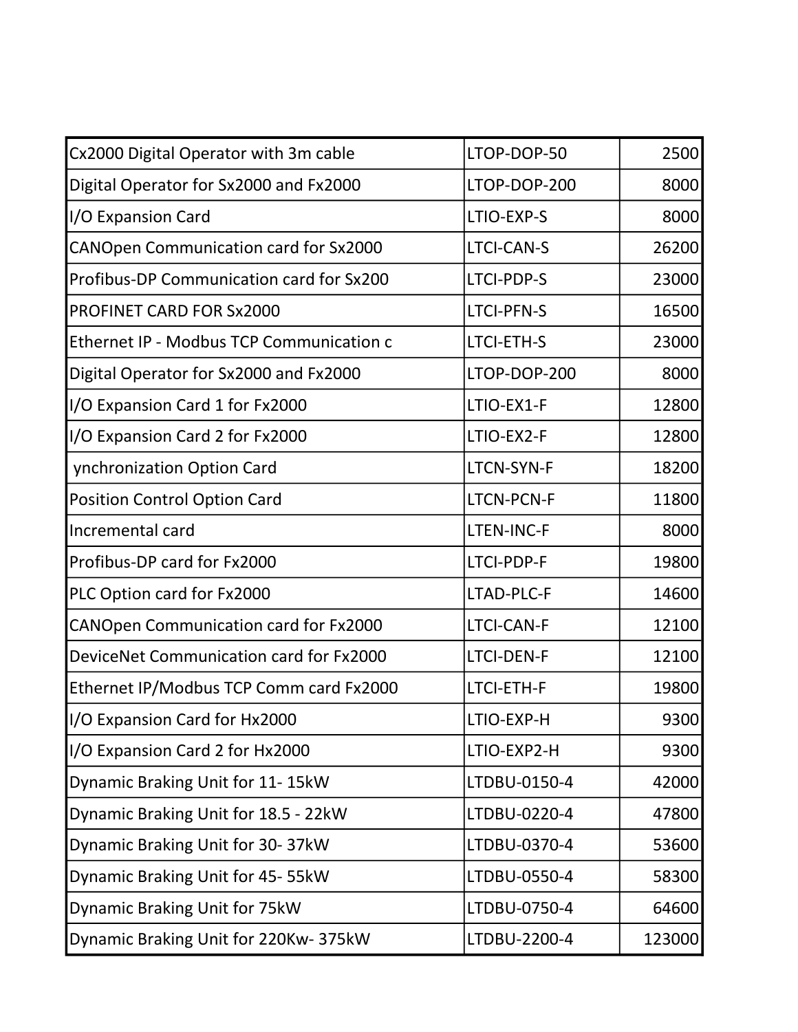| | | |
|---|---|---|
| Cx2000 Digital Operator with 3m cable | LTOP-DOP-50 | 2500 |
| Digital Operator for Sx2000 and Fx2000 | LTOP-DOP-200 | 8000 |
| I/O Expansion Card | LTIO-EXP-S | 8000 |
| CANOpen Communication card for Sx2000 | LTCI-CAN-S | 26200 |
| Profibus-DP Communication card for Sx200 | LTCI-PDP-S | 23000 |
| PROFINET CARD FOR Sx2000 | LTCI-PFN-S | 16500 |
| Ethernet IP - Modbus TCP Communication c | LTCI-ETH-S | 23000 |
| Digital Operator for Sx2000 and Fx2000 | LTOP-DOP-200 | 8000 |
| I/O Expansion Card 1 for Fx2000 | LTIO-EX1-F | 12800 |
| I/O Expansion Card 2 for Fx2000 | LTIO-EX2-F | 12800 |
| ynchronization Option Card | LTCN-SYN-F | 18200 |
| Position Control Option Card | LTCN-PCN-F | 11800 |
| Incremental card | LTEN-INC-F | 8000 |
| Profibus-DP card for Fx2000 | LTCI-PDP-F | 19800 |
| PLC Option card for Fx2000 | LTAD-PLC-F | 14600 |
| CANOpen Communication card for Fx2000 | LTCI-CAN-F | 12100 |
| DeviceNet Communication card for Fx2000 | LTCI-DEN-F | 12100 |
| Ethernet IP/Modbus TCP Comm card Fx2000 | LTCI-ETH-F | 19800 |
| I/O Expansion Card for Hx2000 | LTIO-EXP-H | 9300 |
| I/O Expansion Card 2 for Hx2000 | LTIO-EXP2-H | 9300 |
| Dynamic Braking Unit for 11- 15kW | LTDBU-0150-4 | 42000 |
| Dynamic Braking Unit for 18.5 - 22kW | LTDBU-0220-4 | 47800 |
| Dynamic Braking Unit for 30- 37kW | LTDBU-0370-4 | 53600 |
| Dynamic Braking Unit for 45- 55kW | LTDBU-0550-4 | 58300 |
| Dynamic Braking Unit for 75kW | LTDBU-0750-4 | 64600 |
| Dynamic Braking Unit for 220Kw- 375kW | LTDBU-2200-4 | 123000 |